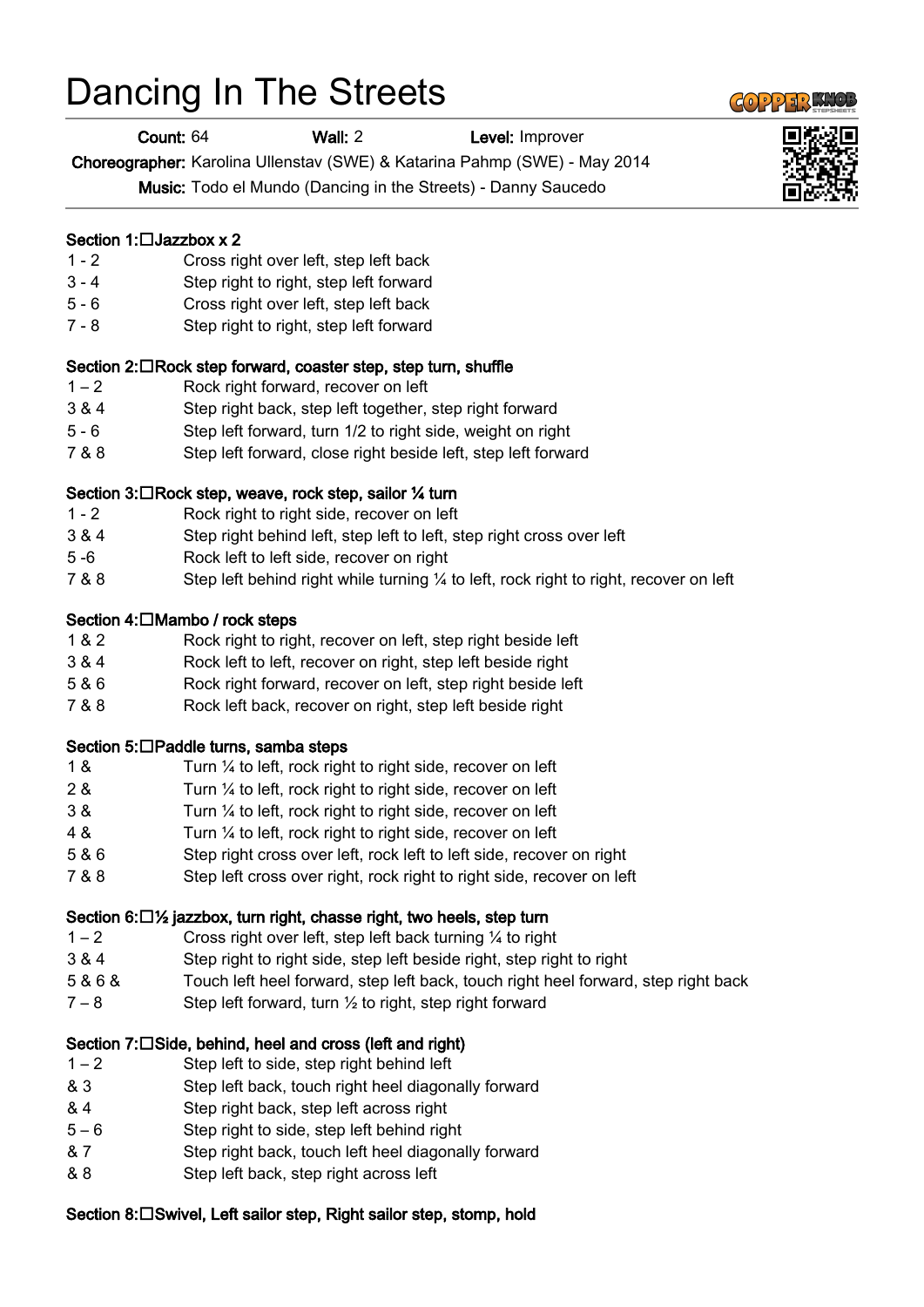# Dancing In The Streets

**Count:** 64 **Wall:** 2 **Level:** Improver

**Choreographer:** Karolina Ullenstav (SWE) & Katarina Pahmp (SWE) - May 2014

**Music:** Todo el Mundo (Dancing in the Streets) - Danny Saucedo

**Section 1: Jazzbox x 2**

| | |
|---|---|
| 1 - 2 | Cross right over left, step left back |
| 3 - 4 | Step right to right, step left forward |
| 5 - 6 | Cross right over left, step left back |
| 7 - 8 | Step right to right, step left forward |

**Section 2: Rock step forward, coaster step, step turn, shuffle**

| | |
|---|---|
| 1 – 2 | Rock right forward, recover on left |
| 3 & 4 | Step right back, step left together, step right forward |
| 5 - 6 | Step left forward, turn 1/2 to right side, weight on right |
| 7 & 8 | Step left forward, close right beside left, step left forward |

**Section 3: Rock step, weave, rock step, sailor ¼ turn**

| | |
|---|---|
| 1 - 2 | Rock right to right side, recover on left |
| 3 & 4 | Step right behind left, step left to left, step right cross over left |
| 5 -6 | Rock left to left side, recover on right |
| 7 & 8 | Step left behind right while turning ¼ to left, rock right to right, recover on left |

**Section 4: Mambo / rock steps**

| | |
|---|---|
| 1 & 2 | Rock right to right, recover on left, step right beside left |
| 3 & 4 | Rock left to left, recover on right, step left beside right |
| 5 & 6 | Rock right forward, recover on left, step right beside left |
| 7 & 8 | Rock left back, recover on right, step left beside right |

**Section 5: Paddle turns, samba steps**

| | |
|---|---|
| 1 & | Turn ¼ to left, rock right to right side, recover on left |
| 2 & | Turn ¼ to left, rock right to right side, recover on left |
| 3 & | Turn ¼ to left, rock right to right side, recover on left |
| 4 & | Turn ¼ to left, rock right to right side, recover on left |
| 5 & 6 | Step right cross over left, rock left to left side, recover on right |
| 7 & 8 | Step left cross over right, rock right to right side, recover on left |

**Section 6: ½ jazzbox, turn right, chasse right, two heels, step turn**

| | |
|---|---|
| 1 – 2 | Cross right over left, step left back turning ¼ to right |
| 3 & 4 | Step right to right side, step left beside right, step right to right |
| 5 & 6 & | Touch left heel forward, step left back, touch right heel forward, step right back |
| 7 – 8 | Step left forward, turn ½ to right, step right forward |

**Section 7: Side, behind, heel and cross (left and right)**

| | |
|---|---|
| 1 – 2 | Step left to side, step right behind left |
| & 3 | Step left back, touch right heel diagonally forward |
| & 4 | Step right back, step left across right |
| 5 – 6 | Step right to side, step left behind right |
| & 7 | Step right back, touch left heel diagonally forward |
| & 8 | Step left back, step right across left |

**Section 8: Swivel, Left sailor step, Right sailor step, stomp, hold**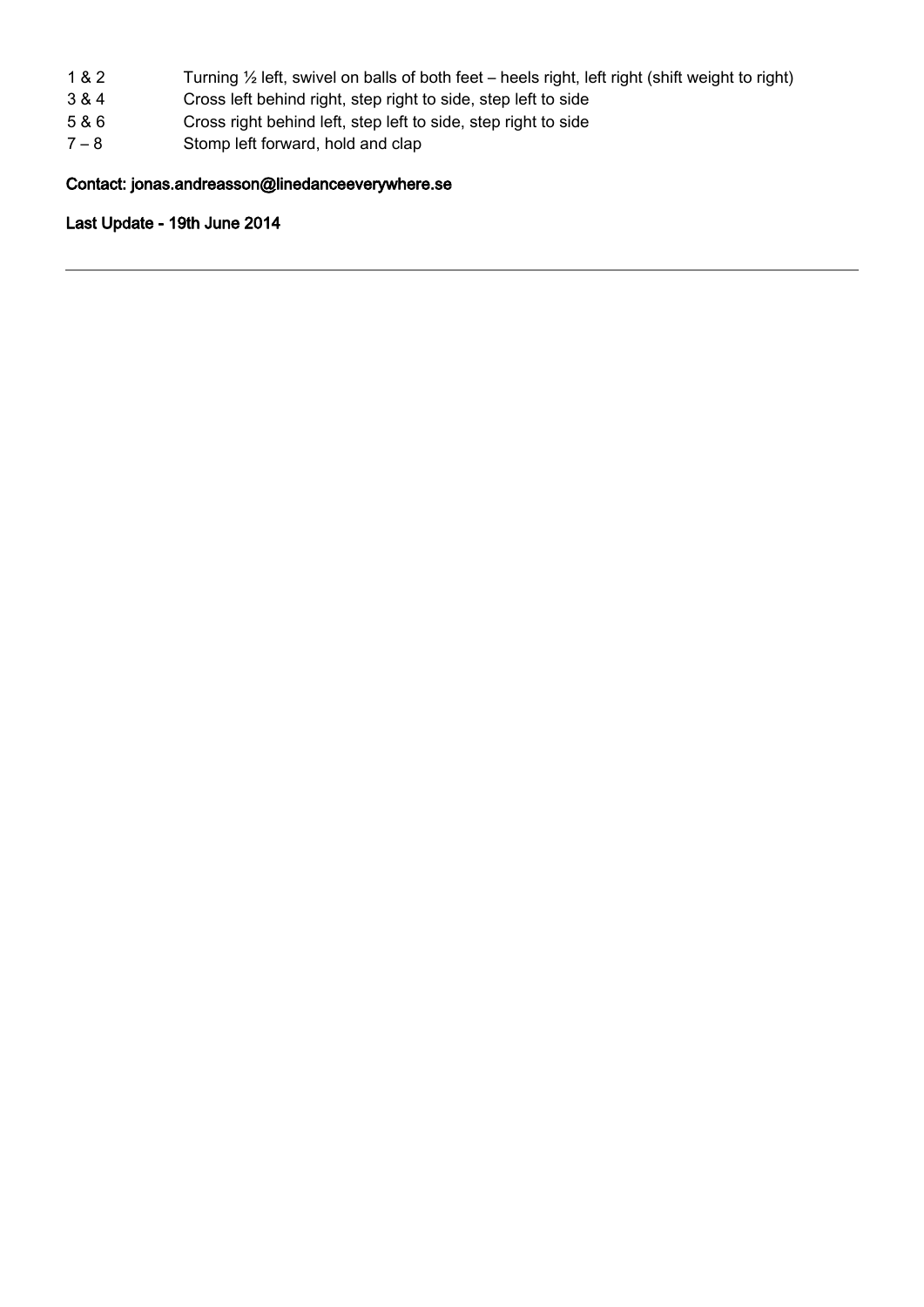| | |
|---|---|
| 1 & 2 | Turning ½ left, swivel on balls of both feet – heels right, left right (shift weight to right) |
| 3 & 4 | Cross left behind right, step right to side, step left to side |
| 5 & 6 | Cross right behind left, step left to side, step right to side |
| 7 – 8 | Stomp left forward, hold and clap |

**Contact: jonas.andreasson@linedanceeverywhere.se**

**Last Update - 19th June 2014**

---